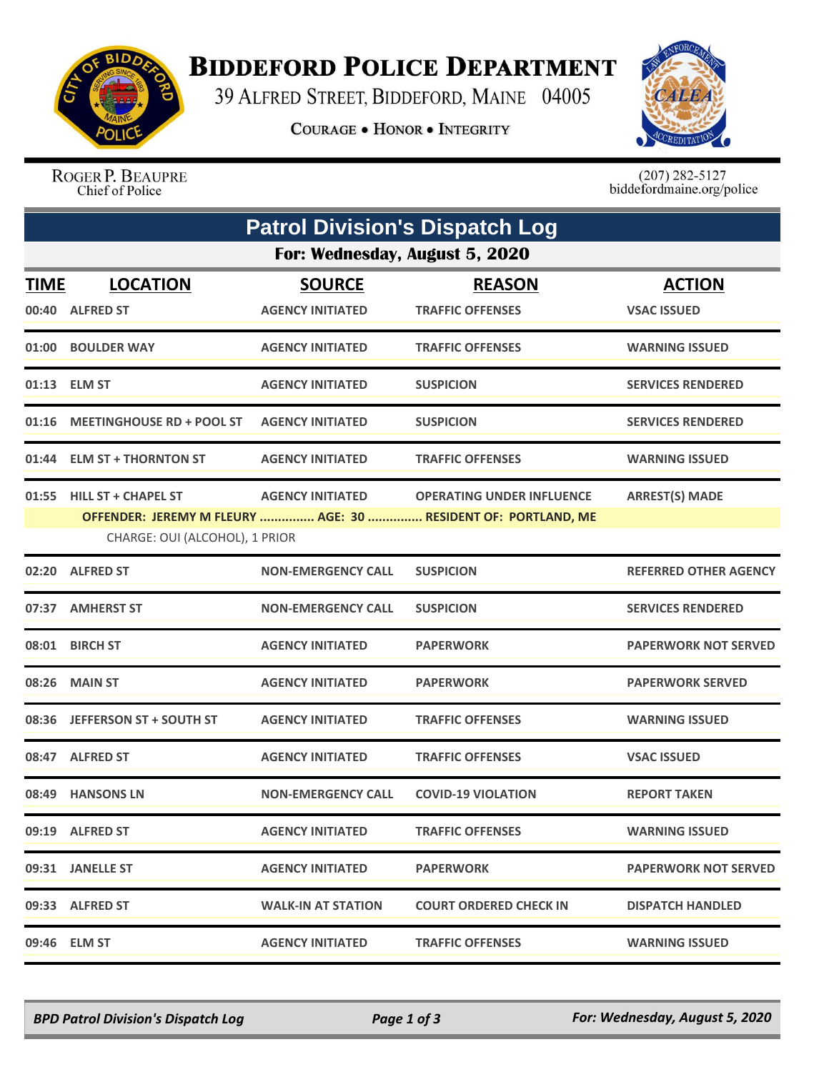# Biddeford Police Department

39 Alfred Street, Biddeford, Maine 04005

Courage • Honor • Integrity

Roger P. Beaupre
Chief of Police

(207) 282-5127
biddefordmaine.org/police

## Patrol Division's Dispatch Log

### For: Wednesday, August 5, 2020

| TIME | LOCATION | SOURCE | REASON | ACTION |
|---|---|---|---|---|
| 00:40 | ALFRED ST | AGENCY INITIATED | TRAFFIC OFFENSES | VSAC ISSUED |
| 01:00 | BOULDER WAY | AGENCY INITIATED | TRAFFIC OFFENSES | WARNING ISSUED |
| 01:13 | ELM ST | AGENCY INITIATED | SUSPICION | SERVICES RENDERED |
| 01:16 | MEETINGHOUSE RD + POOL ST | AGENCY INITIATED | SUSPICION | SERVICES RENDERED |
| 01:44 | ELM ST + THORNTON ST | AGENCY INITIATED | TRAFFIC OFFENSES | WARNING ISSUED |
| 01:55 | HILL ST + CHAPEL ST | AGENCY INITIATED | OPERATING UNDER INFLUENCE | ARREST(S) MADE |
| | OFFENDER: JEREMY M FLEURY ............... AGE: 30 ............... RESIDENT OF: PORTLAND, ME | | | |
| | CHARGE: OUI (ALCOHOL), 1 PRIOR | | | |
| 02:20 | ALFRED ST | NON-EMERGENCY CALL | SUSPICION | REFERRED OTHER AGENCY |
| 07:37 | AMHERST ST | NON-EMERGENCY CALL | SUSPICION | SERVICES RENDERED |
| 08:01 | BIRCH ST | AGENCY INITIATED | PAPERWORK | PAPERWORK NOT SERVED |
| 08:26 | MAIN ST | AGENCY INITIATED | PAPERWORK | PAPERWORK SERVED |
| 08:36 | JEFFERSON ST + SOUTH ST | AGENCY INITIATED | TRAFFIC OFFENSES | WARNING ISSUED |
| 08:47 | ALFRED ST | AGENCY INITIATED | TRAFFIC OFFENSES | VSAC ISSUED |
| 08:49 | HANSONS LN | NON-EMERGENCY CALL | COVID-19 VIOLATION | REPORT TAKEN |
| 09:19 | ALFRED ST | AGENCY INITIATED | TRAFFIC OFFENSES | WARNING ISSUED |
| 09:31 | JANELLE ST | AGENCY INITIATED | PAPERWORK | PAPERWORK NOT SERVED |
| 09:33 | ALFRED ST | WALK-IN AT STATION | COURT ORDERED CHECK IN | DISPATCH HANDLED |
| 09:46 | ELM ST | AGENCY INITIATED | TRAFFIC OFFENSES | WARNING ISSUED |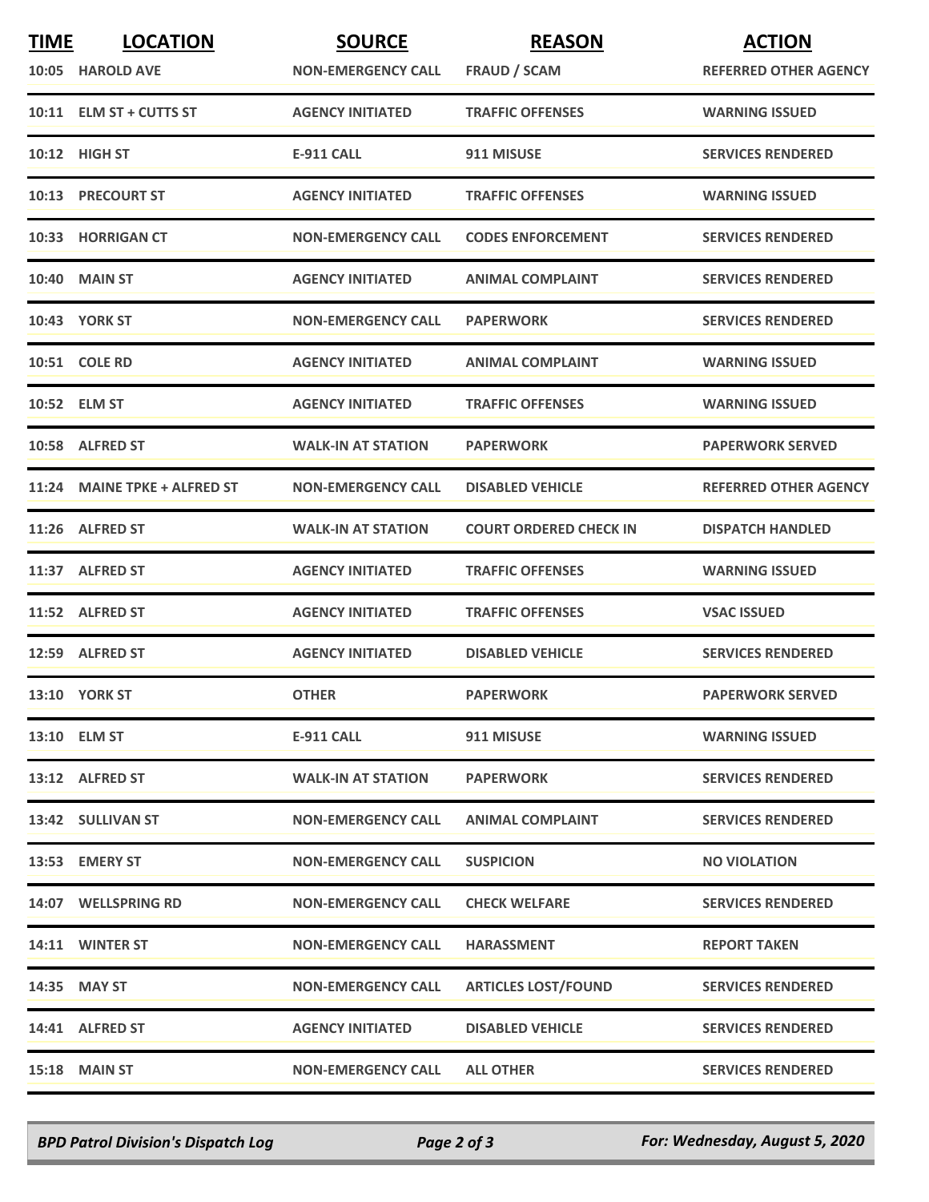| TIME | LOCATION | SOURCE | REASON | ACTION |
| --- | --- | --- | --- | --- |
| 10:05 | HAROLD AVE | NON-EMERGENCY CALL | FRAUD / SCAM | REFERRED OTHER AGENCY |
| 10:11 | ELM ST + CUTTS ST | AGENCY INITIATED | TRAFFIC OFFENSES | WARNING ISSUED |
| 10:12 | HIGH ST | E-911 CALL | 911 MISUSE | SERVICES RENDERED |
| 10:13 | PRECOURT ST | AGENCY INITIATED | TRAFFIC OFFENSES | WARNING ISSUED |
| 10:33 | HORRIGAN CT | NON-EMERGENCY CALL | CODES ENFORCEMENT | SERVICES RENDERED |
| 10:40 | MAIN ST | AGENCY INITIATED | ANIMAL COMPLAINT | SERVICES RENDERED |
| 10:43 | YORK ST | NON-EMERGENCY CALL | PAPERWORK | SERVICES RENDERED |
| 10:51 | COLE RD | AGENCY INITIATED | ANIMAL COMPLAINT | WARNING ISSUED |
| 10:52 | ELM ST | AGENCY INITIATED | TRAFFIC OFFENSES | WARNING ISSUED |
| 10:58 | ALFRED ST | WALK-IN AT STATION | PAPERWORK | PAPERWORK SERVED |
| 11:24 | MAINE TPKE + ALFRED ST | NON-EMERGENCY CALL | DISABLED VEHICLE | REFERRED OTHER AGENCY |
| 11:26 | ALFRED ST | WALK-IN AT STATION | COURT ORDERED CHECK IN | DISPATCH HANDLED |
| 11:37 | ALFRED ST | AGENCY INITIATED | TRAFFIC OFFENSES | WARNING ISSUED |
| 11:52 | ALFRED ST | AGENCY INITIATED | TRAFFIC OFFENSES | VSAC ISSUED |
| 12:59 | ALFRED ST | AGENCY INITIATED | DISABLED VEHICLE | SERVICES RENDERED |
| 13:10 | YORK ST | OTHER | PAPERWORK | PAPERWORK SERVED |
| 13:10 | ELM ST | E-911 CALL | 911 MISUSE | WARNING ISSUED |
| 13:12 | ALFRED ST | WALK-IN AT STATION | PAPERWORK | SERVICES RENDERED |
| 13:42 | SULLIVAN ST | NON-EMERGENCY CALL | ANIMAL COMPLAINT | SERVICES RENDERED |
| 13:53 | EMERY ST | NON-EMERGENCY CALL | SUSPICION | NO VIOLATION |
| 14:07 | WELLSPRING RD | NON-EMERGENCY CALL | CHECK WELFARE | SERVICES RENDERED |
| 14:11 | WINTER ST | NON-EMERGENCY CALL | HARASSMENT | REPORT TAKEN |
| 14:35 | MAY ST | NON-EMERGENCY CALL | ARTICLES LOST/FOUND | SERVICES RENDERED |
| 14:41 | ALFRED ST | AGENCY INITIATED | DISABLED VEHICLE | SERVICES RENDERED |
| 15:18 | MAIN ST | NON-EMERGENCY CALL | ALL OTHER | SERVICES RENDERED |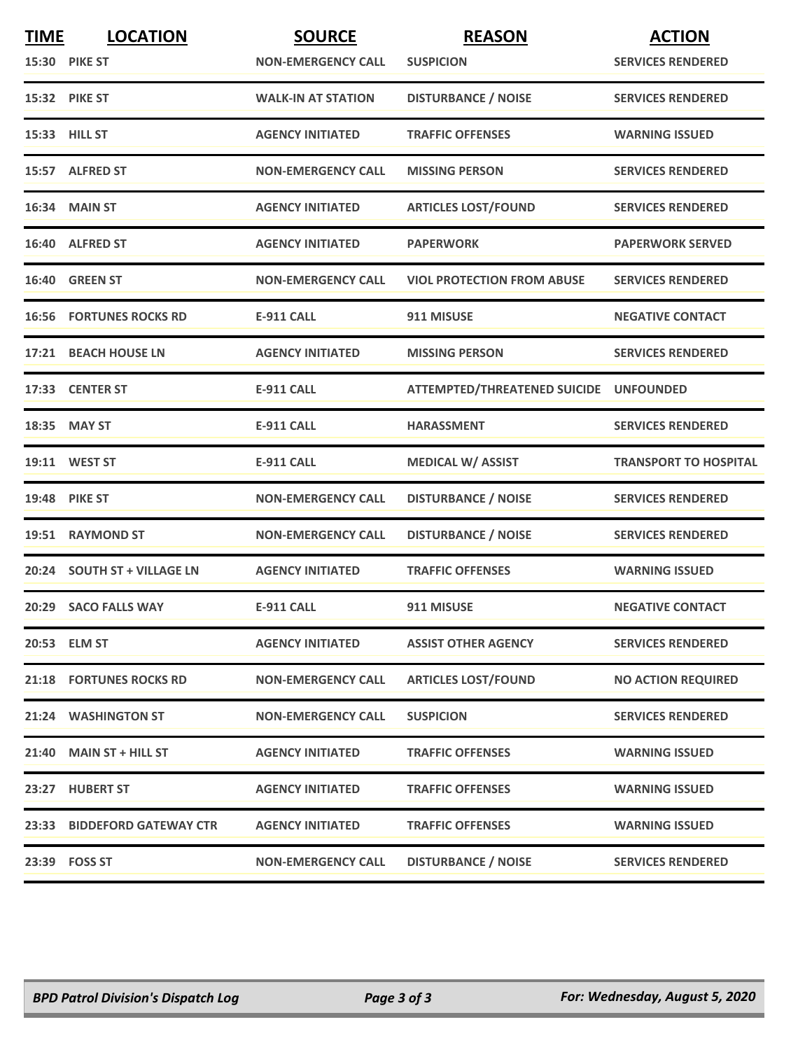| TIME | LOCATION | SOURCE | REASON | ACTION |
|---|---|---|---|---|
| 15:30 | PIKE ST | NON-EMERGENCY CALL | SUSPICION | SERVICES RENDERED |
| 15:32 | PIKE ST | WALK-IN AT STATION | DISTURBANCE / NOISE | SERVICES RENDERED |
| 15:33 | HILL ST | AGENCY INITIATED | TRAFFIC OFFENSES | WARNING ISSUED |
| 15:57 | ALFRED ST | NON-EMERGENCY CALL | MISSING PERSON | SERVICES RENDERED |
| 16:34 | MAIN ST | AGENCY INITIATED | ARTICLES LOST/FOUND | SERVICES RENDERED |
| 16:40 | ALFRED ST | AGENCY INITIATED | PAPERWORK | PAPERWORK SERVED |
| 16:40 | GREEN ST | NON-EMERGENCY CALL | VIOL PROTECTION FROM ABUSE | SERVICES RENDERED |
| 16:56 | FORTUNES ROCKS RD | E-911 CALL | 911 MISUSE | NEGATIVE CONTACT |
| 17:21 | BEACH HOUSE LN | AGENCY INITIATED | MISSING PERSON | SERVICES RENDERED |
| 17:33 | CENTER ST | E-911 CALL | ATTEMPTED/THREATENED SUICIDE | UNFOUNDED |
| 18:35 | MAY ST | E-911 CALL | HARASSMENT | SERVICES RENDERED |
| 19:11 | WEST ST | E-911 CALL | MEDICAL W/ ASSIST | TRANSPORT TO HOSPITAL |
| 19:48 | PIKE ST | NON-EMERGENCY CALL | DISTURBANCE / NOISE | SERVICES RENDERED |
| 19:51 | RAYMOND ST | NON-EMERGENCY CALL | DISTURBANCE / NOISE | SERVICES RENDERED |
| 20:24 | SOUTH ST + VILLAGE LN | AGENCY INITIATED | TRAFFIC OFFENSES | WARNING ISSUED |
| 20:29 | SACO FALLS WAY | E-911 CALL | 911 MISUSE | NEGATIVE CONTACT |
| 20:53 | ELM ST | AGENCY INITIATED | ASSIST OTHER AGENCY | SERVICES RENDERED |
| 21:18 | FORTUNES ROCKS RD | NON-EMERGENCY CALL | ARTICLES LOST/FOUND | NO ACTION REQUIRED |
| 21:24 | WASHINGTON ST | NON-EMERGENCY CALL | SUSPICION | SERVICES RENDERED |
| 21:40 | MAIN ST + HILL ST | AGENCY INITIATED | TRAFFIC OFFENSES | WARNING ISSUED |
| 23:27 | HUBERT ST | AGENCY INITIATED | TRAFFIC OFFENSES | WARNING ISSUED |
| 23:33 | BIDDEFORD GATEWAY CTR | AGENCY INITIATED | TRAFFIC OFFENSES | WARNING ISSUED |
| 23:39 | FOSS ST | NON-EMERGENCY CALL | DISTURBANCE / NOISE | SERVICES RENDERED |